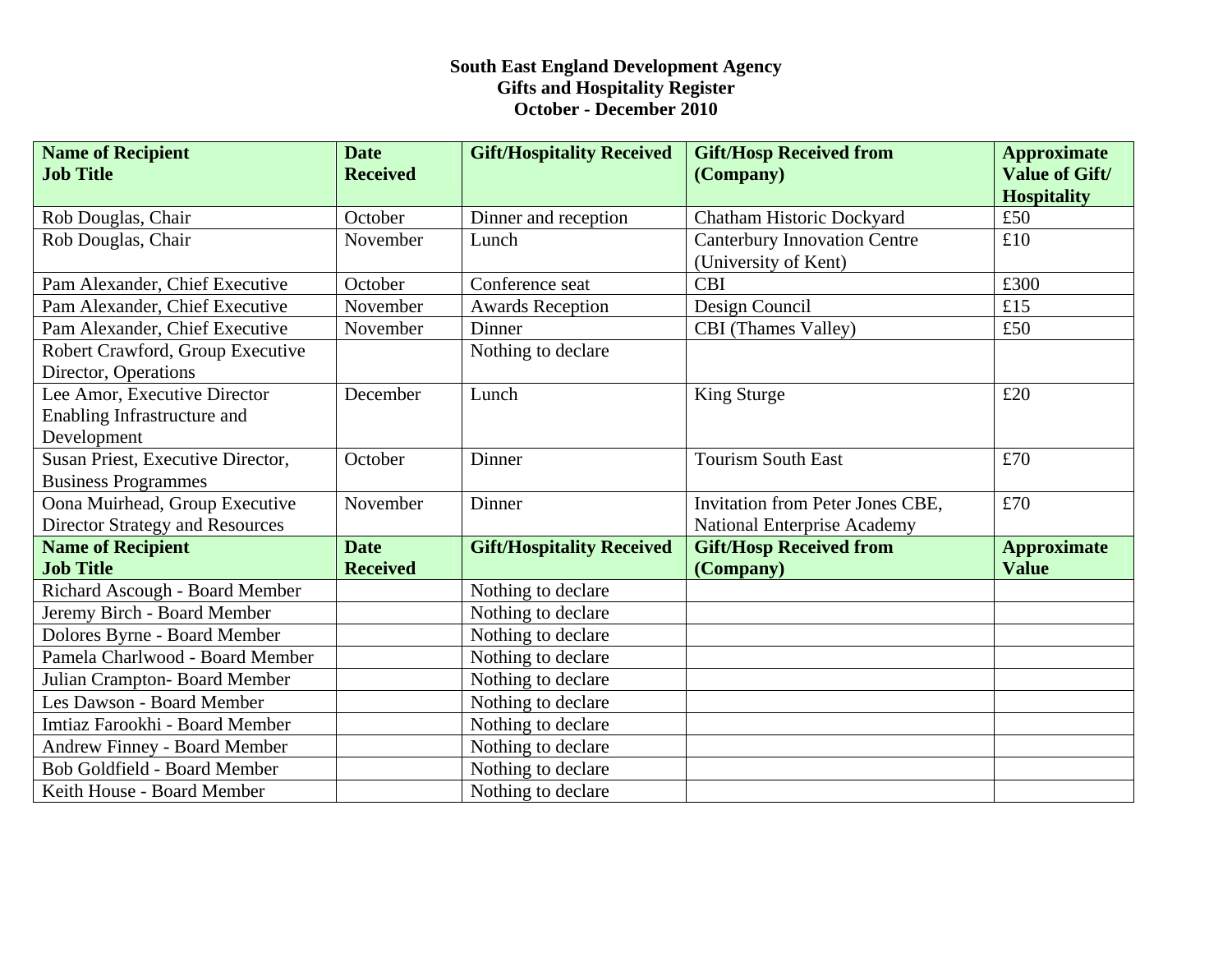# South East England Development Agency
## Gifts and Hospitality Register
## October - December 2010

| Name of Recipient<br>Job Title | Date Received | Gift/Hospitality Received | Gift/Hosp Received from (Company) | Approximate Value of Gift/ Hospitality |
|---|---|---|---|---|
| Rob Douglas, Chair | October | Dinner and reception | Chatham Historic Dockyard | £50 |
| Rob Douglas, Chair | November | Lunch | Canterbury Innovation Centre (University of Kent) | £10 |
| Pam Alexander, Chief Executive | October | Conference seat | CBI | £300 |
| Pam Alexander, Chief Executive | November | Awards Reception | Design Council | £15 |
| Pam Alexander, Chief Executive | November | Dinner | CBI (Thames Valley) | £50 |
| Robert Crawford, Group Executive Director, Operations | | Nothing to declare | | |
| Lee Amor, Executive Director Enabling Infrastructure and Development | December | Lunch | King Sturge | £20 |
| Susan Priest, Executive Director, Business Programmes | October | Dinner | Tourism South East | £70 |
| Oona Muirhead, Group Executive Director Strategy and Resources | November | Dinner | Invitation from Peter Jones CBE, National Enterprise Academy | £70 |
| **Name of Recipient<br>Job Title** | **Date Received** | **Gift/Hospitality Received** | **Gift/Hosp Received from (Company)** | **Approximate Value** |
| Richard Ascough - Board Member | | Nothing to declare | | |
| Jeremy Birch - Board Member | | Nothing to declare | | |
| Dolores Byrne - Board Member | | Nothing to declare | | |
| Pamela Charlwood - Board Member | | Nothing to declare | | |
| Julian Crampton- Board Member | | Nothing to declare | | |
| Les Dawson - Board Member | | Nothing to declare | | |
| Imtiaz Farookhi - Board Member | | Nothing to declare | | |
| Andrew Finney - Board Member | | Nothing to declare | | |
| Bob Goldfield - Board Member | | Nothing to declare | | |
| Keith House - Board Member | | Nothing to declare | | |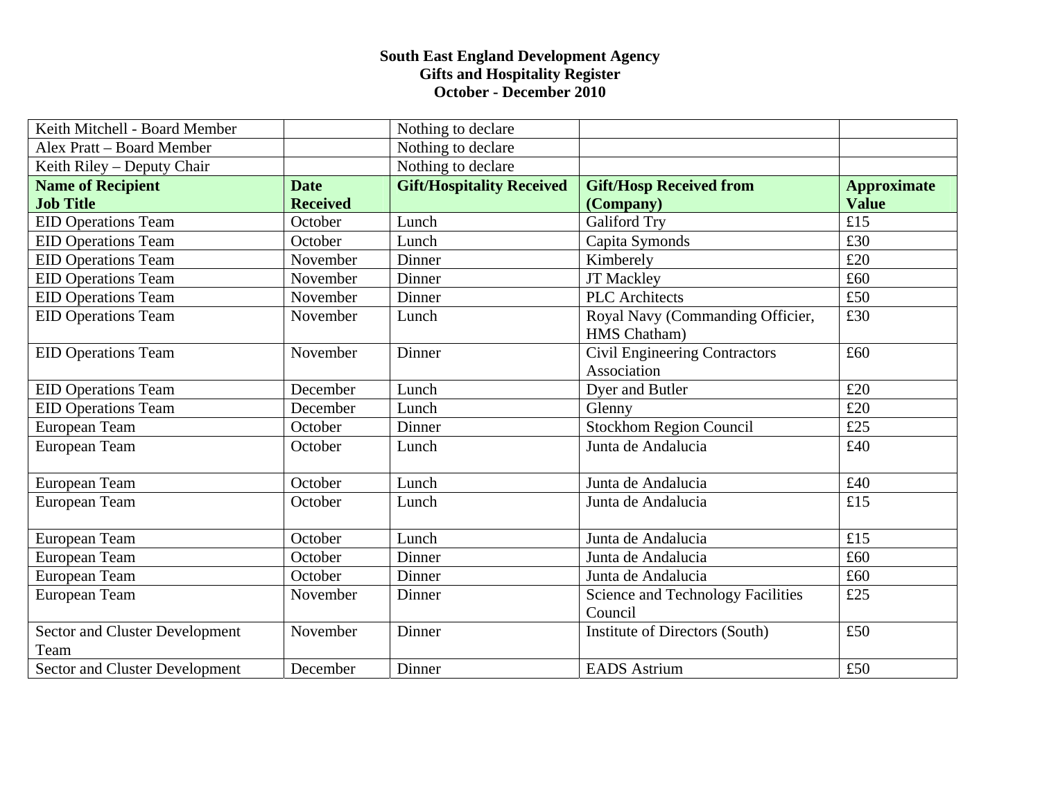**South East England Development Agency**
**Gifts and Hospitality Register**
**October - December 2010**

| Keith Mitchell - Board Member | | Nothing to declare | | |
|---|---|---|---|---|
| Alex Pratt – Board Member | | Nothing to declare | | |
| Keith Riley – Deputy Chair | | Nothing to declare | | |
| **Name of Recipient Job Title** | **Date Received** | **Gift/Hospitality Received** | **Gift/Hosp Received from (Company)** | **Approximate Value** |
| EID Operations Team | October | Lunch | Galiford Try | £15 |
| EID Operations Team | October | Lunch | Capita Symonds | £30 |
| EID Operations Team | November | Dinner | Kimberely | £20 |
| EID Operations Team | November | Dinner | JT Mackley | £60 |
| EID Operations Team | November | Dinner | PLC Architects | £50 |
| EID Operations Team | November | Lunch | Royal Navy (Commanding Officier, HMS Chatham) | £30 |
| EID Operations Team | November | Dinner | Civil Engineering Contractors Association | £60 |
| EID Operations Team | December | Lunch | Dyer and Butler | £20 |
| EID Operations Team | December | Lunch | Glenny | £20 |
| European Team | October | Dinner | Stockhom Region Council | £25 |
| European Team | October | Lunch | Junta de Andalucia | £40 |
| European Team | October | Lunch | Junta de Andalucia | £40 |
| European Team | October | Lunch | Junta de Andalucia | £15 |
| European Team | October | Lunch | Junta de Andalucia | £15 |
| European Team | October | Dinner | Junta de Andalucia | £60 |
| European Team | October | Dinner | Junta de Andalucia | £60 |
| European Team | November | Dinner | Science and Technology Facilities Council | £25 |
| Sector and Cluster Development Team | November | Dinner | Institute of Directors (South) | £50 |
| Sector and Cluster Development | December | Dinner | EADS Astrium | £50 |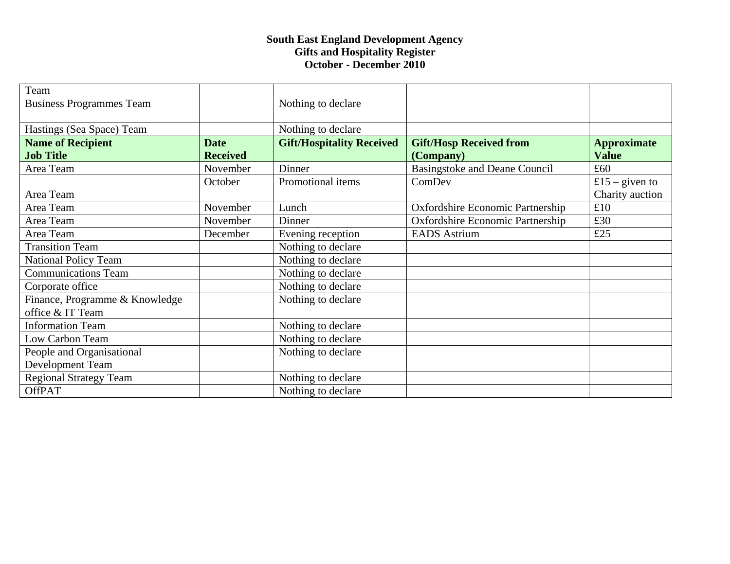**South East England Development Agency**
**Gifts and Hospitality Register**
**October - December 2010**

| | | | | |
|---|---|---|---|---|
| Team | | | | |
| Business Programmes Team | | Nothing to declare | | |
| Hastings (Sea Space) Team | | Nothing to declare | | |
| **Name of Recipient Job Title** | **Date Received** | **Gift/Hospitality Received** | **Gift/Hosp Received from (Company)** | **Approximate Value** |
| Area Team | November | Dinner | Basingstoke and Deane Council | £60 |
| Area Team | October | Promotional items | ComDev | £15 – given to Charity auction |
| Area Team | November | Lunch | Oxfordshire Economic Partnership | £10 |
| Area Team | November | Dinner | Oxfordshire Economic Partnership | £30 |
| Area Team | December | Evening reception | EADS Astrium | £25 |
| Transition Team | | Nothing to declare | | |
| National Policy Team | | Nothing to declare | | |
| Communications Team | | Nothing to declare | | |
| Corporate office | | Nothing to declare | | |
| Finance, Programme & Knowledge office & IT Team | | Nothing to declare | | |
| Information Team | | Nothing to declare | | |
| Low Carbon Team | | Nothing to declare | | |
| People and Organisational Development Team | | Nothing to declare | | |
| Regional Strategy Team | | Nothing to declare | | |
| OffPAT | | Nothing to declare | | |